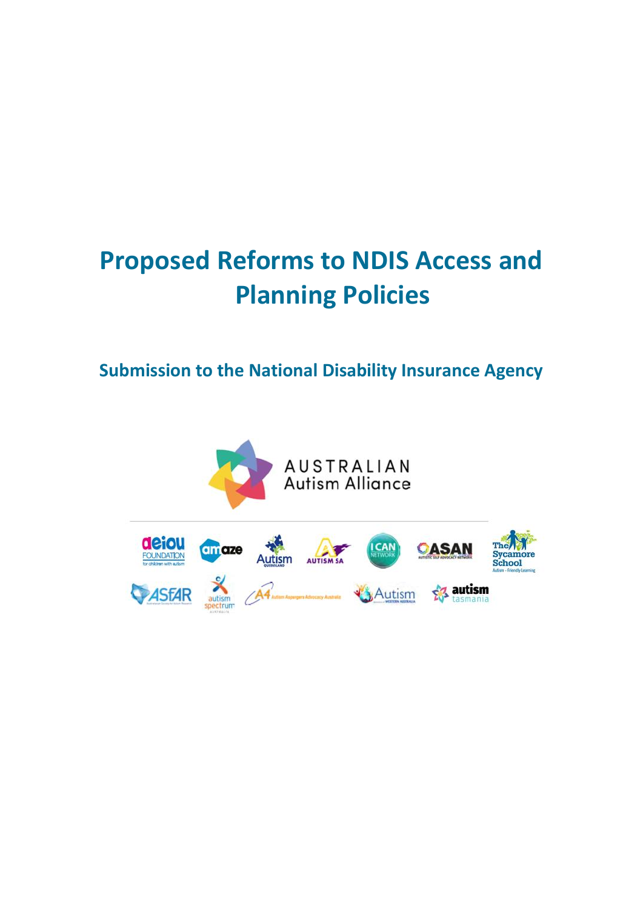# Proposed Reforms to NDIS Access and Planning Policies

## Submission to the National Disability Insurance Agency

AUSTRALIAN Autism Alliance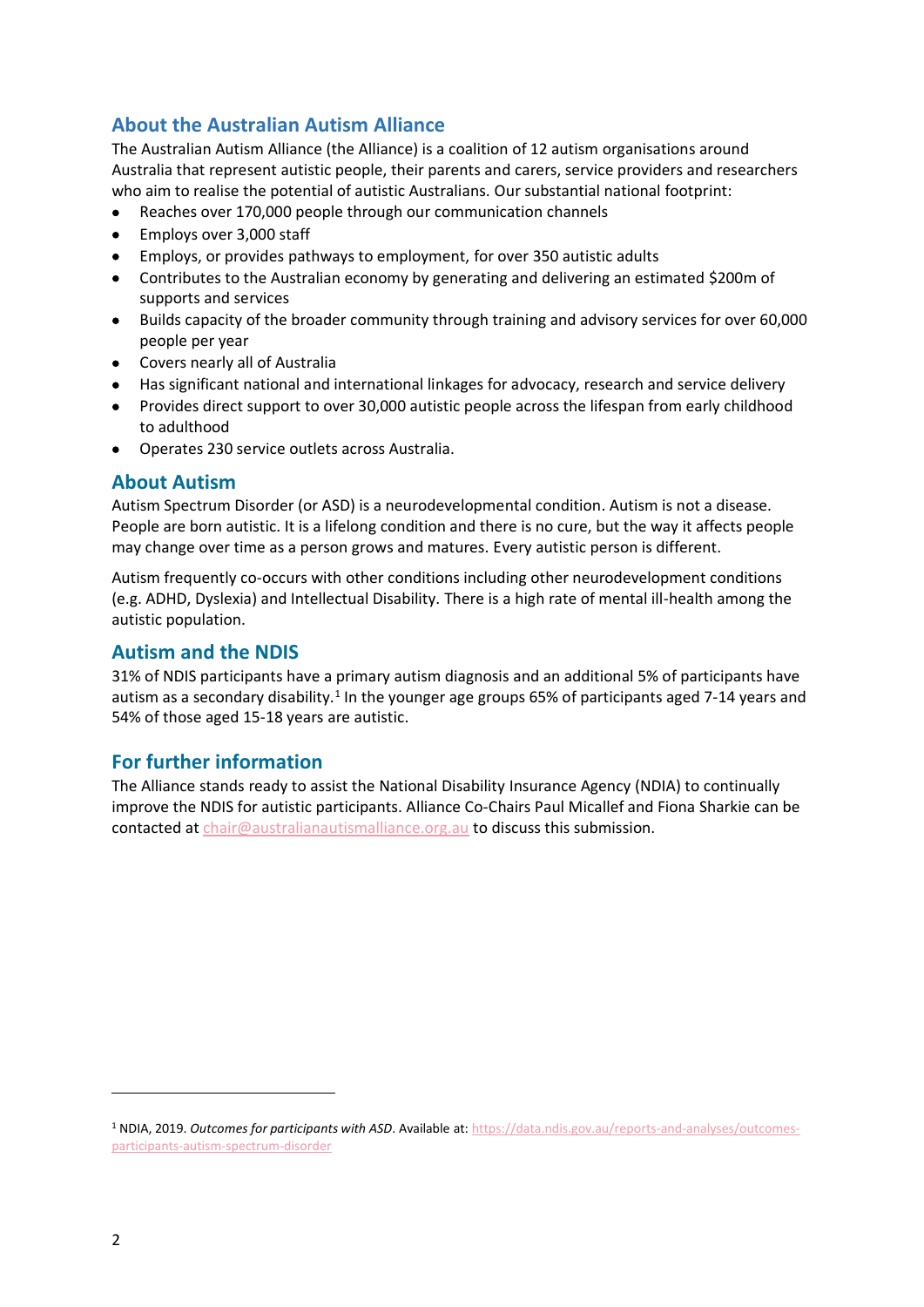## About the Australian Autism Alliance

The Australian Autism Alliance (the Alliance) is a coalition of 12 autism organisations around Australia that represent autistic people, their parents and carers, service providers and researchers who aim to realise the potential of autistic Australians. Our substantial national footprint:

- Reaches over 170,000 people through our communication channels
- Employs over 3,000 staff
- Employs, or provides pathways to employment, for over 350 autistic adults
- Contributes to the Australian economy by generating and delivering an estimated $200m of supports and services
- Builds capacity of the broader community through training and advisory services for over 60,000 people per year
- Covers nearly all of Australia
- Has significant national and international linkages for advocacy, research and service delivery
- Provides direct support to over 30,000 autistic people across the lifespan from early childhood to adulthood
- Operates 230 service outlets across Australia.

## About Autism

Autism Spectrum Disorder (or ASD) is a neurodevelopmental condition. Autism is not a disease. People are born autistic. It is a lifelong condition and there is no cure, but the way it affects people may change over time as a person grows and matures. Every autistic person is different.

Autism frequently co-occurs with other conditions including other neurodevelopment conditions (e.g. ADHD, Dyslexia) and Intellectual Disability. There is a high rate of mental ill-health among the autistic population.

## Autism and the NDIS

31% of NDIS participants have a primary autism diagnosis and an additional 5% of participants have autism as a secondary disability.[1] In the younger age groups 65% of participants aged 7-14 years and 54% of those aged 15-18 years are autistic.

## For further information

The Alliance stands ready to assist the National Disability Insurance Agency (NDIA) to continually improve the NDIS for autistic participants. Alliance Co-Chairs Paul Micallef and Fiona Sharkie can be contacted at chair@australianautismalliance.org.au to discuss this submission.

---

[1] NDIA, 2019. *Outcomes for participants with ASD*. Available at: https://data.ndis.gov.au/reports-and-analyses/outcomes-participants-autism-spectrum-disorder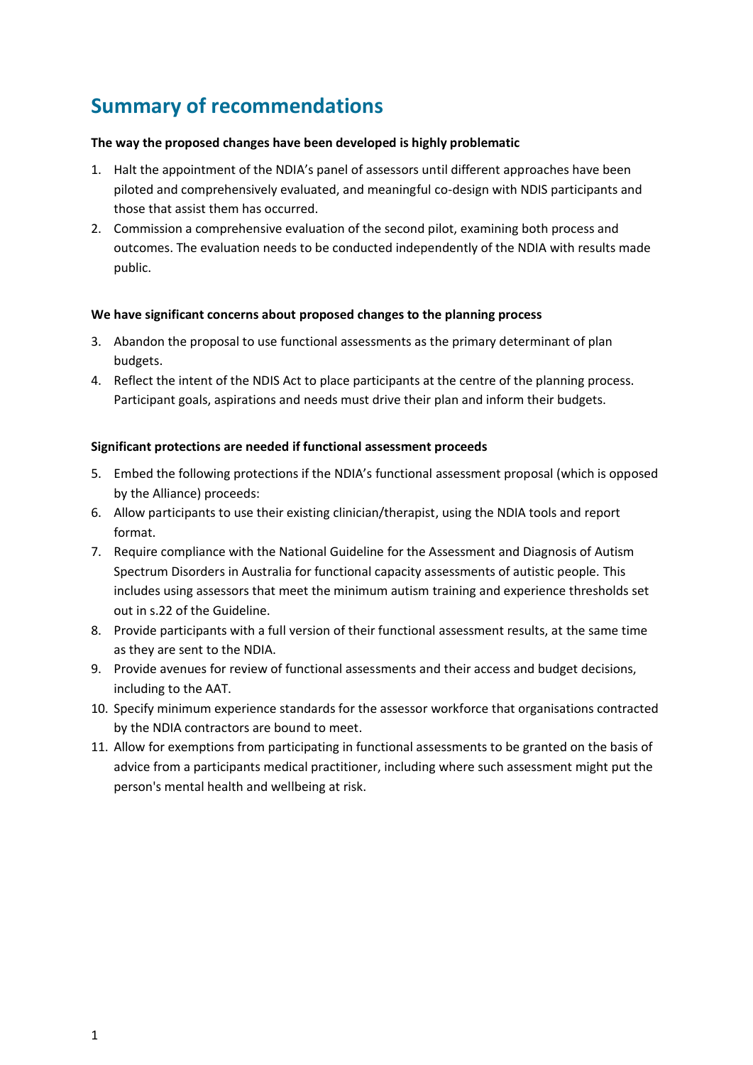# Summary of recommendations

**The way the proposed changes have been developed is highly problematic**

1. Halt the appointment of the NDIA's panel of assessors until different approaches have been piloted and comprehensively evaluated, and meaningful co-design with NDIS participants and those that assist them has occurred.
2. Commission a comprehensive evaluation of the second pilot, examining both process and outcomes. The evaluation needs to be conducted independently of the NDIA with results made public.

**We have significant concerns about proposed changes to the planning process**

3. Abandon the proposal to use functional assessments as the primary determinant of plan budgets.
4. Reflect the intent of the NDIS Act to place participants at the centre of the planning process. Participant goals, aspirations and needs must drive their plan and inform their budgets.

**Significant protections are needed if functional assessment proceeds**

5. Embed the following protections if the NDIA's functional assessment proposal (which is opposed by the Alliance) proceeds:
6. Allow participants to use their existing clinician/therapist, using the NDIA tools and report format.
7. Require compliance with the National Guideline for the Assessment and Diagnosis of Autism Spectrum Disorders in Australia for functional capacity assessments of autistic people. This includes using assessors that meet the minimum autism training and experience thresholds set out in s.22 of the Guideline.
8. Provide participants with a full version of their functional assessment results, at the same time as they are sent to the NDIA.
9. Provide avenues for review of functional assessments and their access and budget decisions, including to the AAT.
10. Specify minimum experience standards for the assessor workforce that organisations contracted by the NDIA contractors are bound to meet.
11. Allow for exemptions from participating in functional assessments to be granted on the basis of advice from a participants medical practitioner, including where such assessment might put the person's mental health and wellbeing at risk.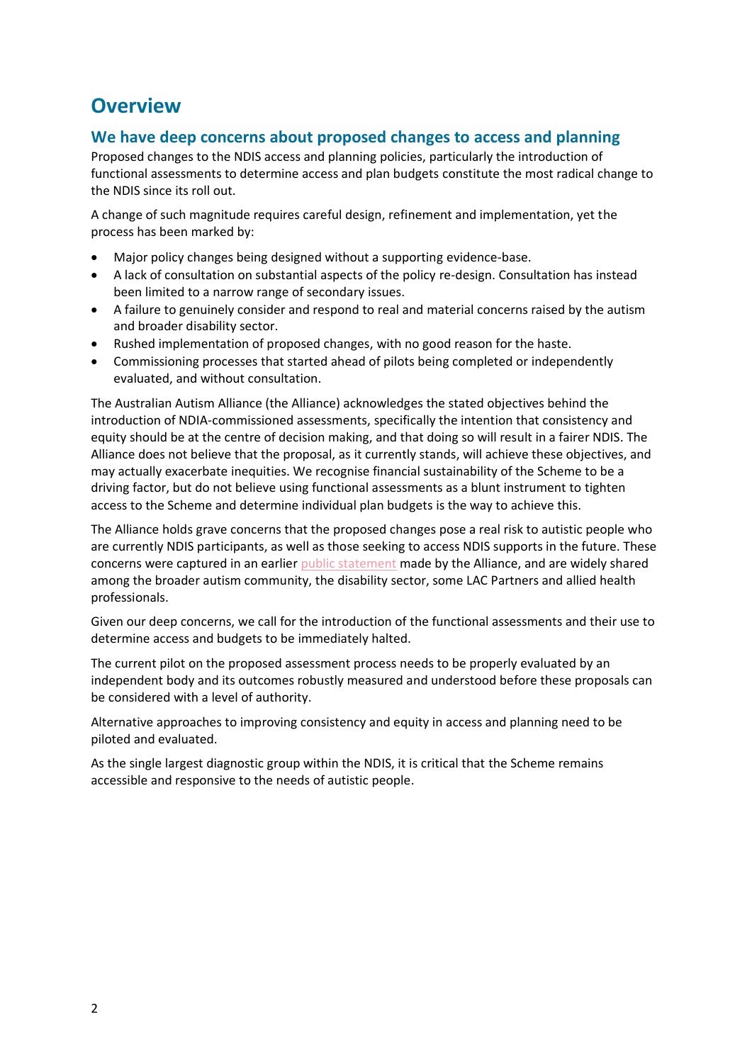# Overview

## We have deep concerns about proposed changes to access and planning

Proposed changes to the NDIS access and planning policies, particularly the introduction of functional assessments to determine access and plan budgets constitute the most radical change to the NDIS since its roll out.

A change of such magnitude requires careful design, refinement and implementation, yet the process has been marked by:

- Major policy changes being designed without a supporting evidence-base.
- A lack of consultation on substantial aspects of the policy re-design. Consultation has instead been limited to a narrow range of secondary issues.
- A failure to genuinely consider and respond to real and material concerns raised by the autism and broader disability sector.
- Rushed implementation of proposed changes, with no good reason for the haste.
- Commissioning processes that started ahead of pilots being completed or independently evaluated, and without consultation.

The Australian Autism Alliance (the Alliance) acknowledges the stated objectives behind the introduction of NDIA-commissioned assessments, specifically the intention that consistency and equity should be at the centre of decision making, and that doing so will result in a fairer NDIS. The Alliance does not believe that the proposal, as it currently stands, will achieve these objectives, and may actually exacerbate inequities. We recognise financial sustainability of the Scheme to be a driving factor, but do not believe using functional assessments as a blunt instrument to tighten access to the Scheme and determine individual plan budgets is the way to achieve this.

The Alliance holds grave concerns that the proposed changes pose a real risk to autistic people who are currently NDIS participants, as well as those seeking to access NDIS supports in the future. These concerns were captured in an earlier public statement made by the Alliance, and are widely shared among the broader autism community, the disability sector, some LAC Partners and allied health professionals.

Given our deep concerns, we call for the introduction of the functional assessments and their use to determine access and budgets to be immediately halted.

The current pilot on the proposed assessment process needs to be properly evaluated by an independent body and its outcomes robustly measured and understood before these proposals can be considered with a level of authority.

Alternative approaches to improving consistency and equity in access and planning need to be piloted and evaluated.

As the single largest diagnostic group within the NDIS, it is critical that the Scheme remains accessible and responsive to the needs of autistic people.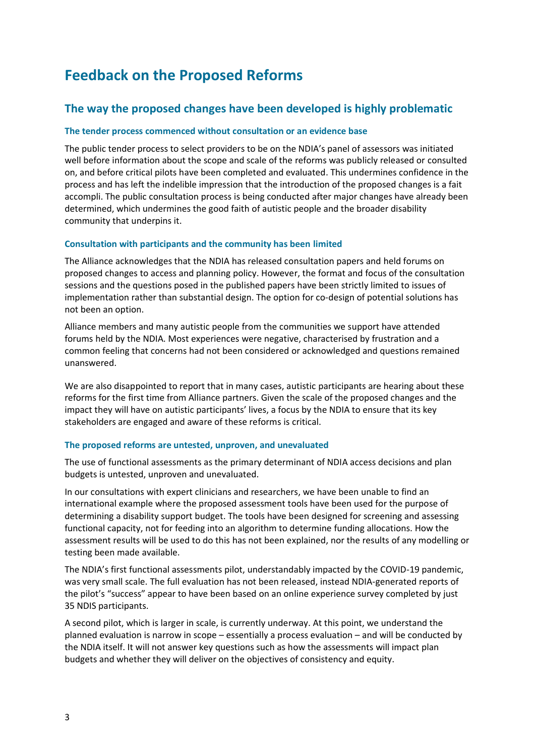# Feedback on the Proposed Reforms

## The way the proposed changes have been developed is highly problematic

### The tender process commenced without consultation or an evidence base

The public tender process to select providers to be on the NDIA's panel of assessors was initiated well before information about the scope and scale of the reforms was publicly released or consulted on, and before critical pilots have been completed and evaluated. This undermines confidence in the process and has left the indelible impression that the introduction of the proposed changes is a fait accompli. The public consultation process is being conducted after major changes have already been determined, which undermines the good faith of autistic people and the broader disability community that underpins it.

### Consultation with participants and the community has been limited

The Alliance acknowledges that the NDIA has released consultation papers and held forums on proposed changes to access and planning policy. However, the format and focus of the consultation sessions and the questions posed in the published papers have been strictly limited to issues of implementation rather than substantial design. The option for co-design of potential solutions has not been an option.

Alliance members and many autistic people from the communities we support have attended forums held by the NDIA. Most experiences were negative, characterised by frustration and a common feeling that concerns had not been considered or acknowledged and questions remained unanswered.

We are also disappointed to report that in many cases, autistic participants are hearing about these reforms for the first time from Alliance partners. Given the scale of the proposed changes and the impact they will have on autistic participants' lives, a focus by the NDIA to ensure that its key stakeholders are engaged and aware of these reforms is critical.

### The proposed reforms are untested, unproven, and unevaluated

The use of functional assessments as the primary determinant of NDIA access decisions and plan budgets is untested, unproven and unevaluated.

In our consultations with expert clinicians and researchers, we have been unable to find an international example where the proposed assessment tools have been used for the purpose of determining a disability support budget. The tools have been designed for screening and assessing functional capacity, not for feeding into an algorithm to determine funding allocations. How the assessment results will be used to do this has not been explained, nor the results of any modelling or testing been made available.

The NDIA's first functional assessments pilot, understandably impacted by the COVID-19 pandemic, was very small scale. The full evaluation has not been released, instead NDIA-generated reports of the pilot's "success" appear to have been based on an online experience survey completed by just 35 NDIS participants.

A second pilot, which is larger in scale, is currently underway. At this point, we understand the planned evaluation is narrow in scope – essentially a process evaluation – and will be conducted by the NDIA itself. It will not answer key questions such as how the assessments will impact plan budgets and whether they will deliver on the objectives of consistency and equity.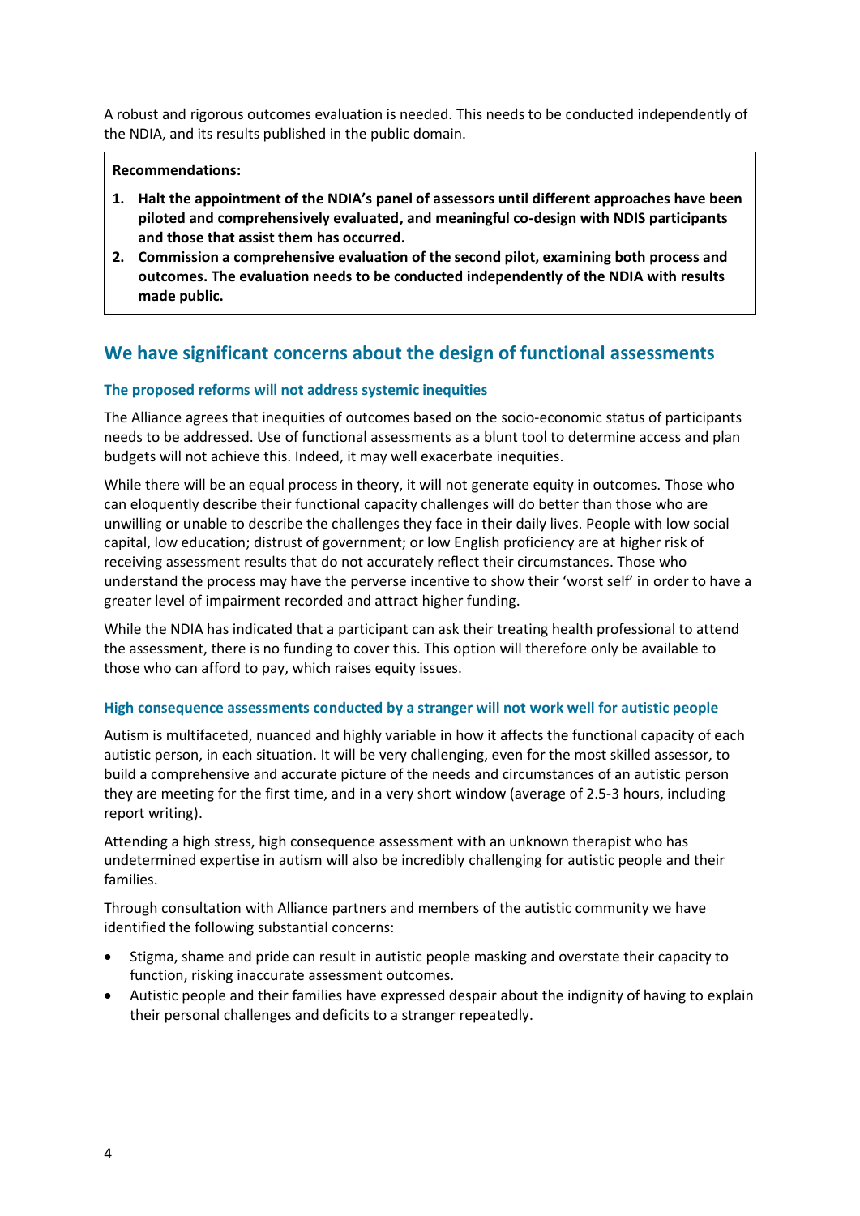A robust and rigorous outcomes evaluation is needed. This needs to be conducted independently of the NDIA, and its results published in the public domain.

**Recommendations:**

1. **Halt the appointment of the NDIA's panel of assessors until different approaches have been piloted and comprehensively evaluated, and meaningful co-design with NDIS participants and those that assist them has occurred.**
2. **Commission a comprehensive evaluation of the second pilot, examining both process and outcomes. The evaluation needs to be conducted independently of the NDIA with results made public.**

## We have significant concerns about the design of functional assessments

### The proposed reforms will not address systemic inequities

The Alliance agrees that inequities of outcomes based on the socio-economic status of participants needs to be addressed. Use of functional assessments as a blunt tool to determine access and plan budgets will not achieve this. Indeed, it may well exacerbate inequities.

While there will be an equal process in theory, it will not generate equity in outcomes. Those who can eloquently describe their functional capacity challenges will do better than those who are unwilling or unable to describe the challenges they face in their daily lives. People with low social capital, low education; distrust of government; or low English proficiency are at higher risk of receiving assessment results that do not accurately reflect their circumstances. Those who understand the process may have the perverse incentive to show their 'worst self' in order to have a greater level of impairment recorded and attract higher funding.

While the NDIA has indicated that a participant can ask their treating health professional to attend the assessment, there is no funding to cover this. This option will therefore only be available to those who can afford to pay, which raises equity issues.

### High consequence assessments conducted by a stranger will not work well for autistic people

Autism is multifaceted, nuanced and highly variable in how it affects the functional capacity of each autistic person, in each situation. It will be very challenging, even for the most skilled assessor, to build a comprehensive and accurate picture of the needs and circumstances of an autistic person they are meeting for the first time, and in a very short window (average of 2.5-3 hours, including report writing).

Attending a high stress, high consequence assessment with an unknown therapist who has undetermined expertise in autism will also be incredibly challenging for autistic people and their families.

Through consultation with Alliance partners and members of the autistic community we have identified the following substantial concerns:

- Stigma, shame and pride can result in autistic people masking and overstate their capacity to function, risking inaccurate assessment outcomes.
- Autistic people and their families have expressed despair about the indignity of having to explain their personal challenges and deficits to a stranger repeatedly.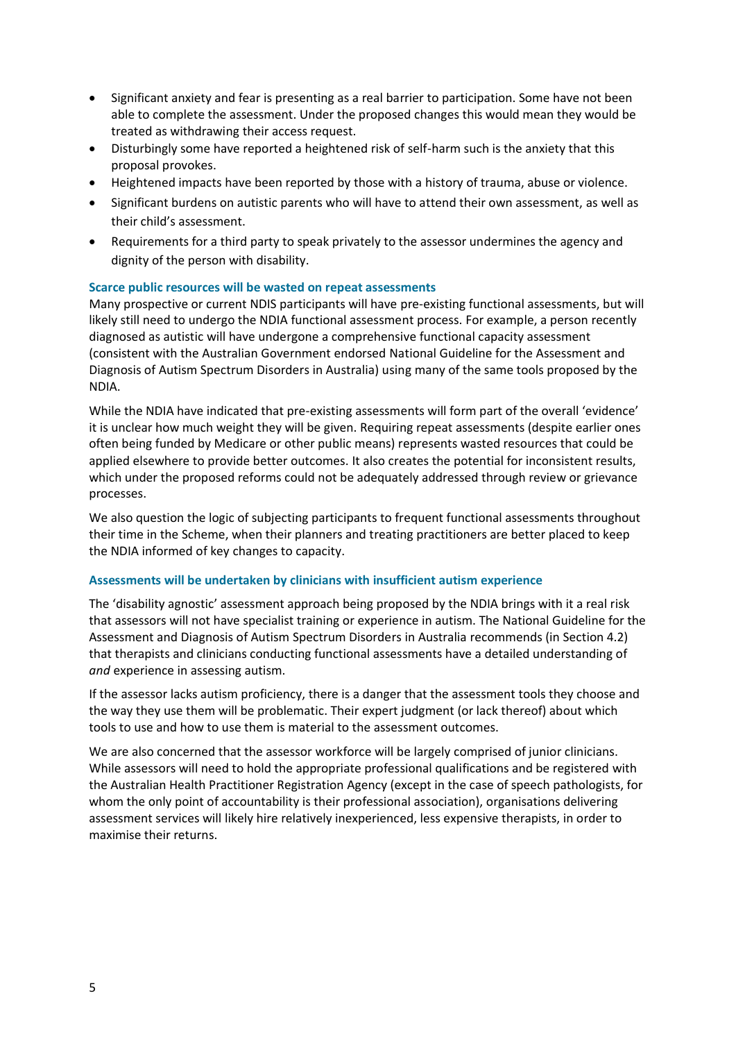- Significant anxiety and fear is presenting as a real barrier to participation. Some have not been able to complete the assessment. Under the proposed changes this would mean they would be treated as withdrawing their access request.
- Disturbingly some have reported a heightened risk of self-harm such is the anxiety that this proposal provokes.
- Heightened impacts have been reported by those with a history of trauma, abuse or violence.
- Significant burdens on autistic parents who will have to attend their own assessment, as well as their child's assessment.
- Requirements for a third party to speak privately to the assessor undermines the agency and dignity of the person with disability.

### Scarce public resources will be wasted on repeat assessments

Many prospective or current NDIS participants will have pre-existing functional assessments, but will likely still need to undergo the NDIA functional assessment process. For example, a person recently diagnosed as autistic will have undergone a comprehensive functional capacity assessment (consistent with the Australian Government endorsed National Guideline for the Assessment and Diagnosis of Autism Spectrum Disorders in Australia) using many of the same tools proposed by the NDIA.

While the NDIA have indicated that pre-existing assessments will form part of the overall 'evidence' it is unclear how much weight they will be given. Requiring repeat assessments (despite earlier ones often being funded by Medicare or other public means) represents wasted resources that could be applied elsewhere to provide better outcomes. It also creates the potential for inconsistent results, which under the proposed reforms could not be adequately addressed through review or grievance processes.

We also question the logic of subjecting participants to frequent functional assessments throughout their time in the Scheme, when their planners and treating practitioners are better placed to keep the NDIA informed of key changes to capacity.

### Assessments will be undertaken by clinicians with insufficient autism experience

The 'disability agnostic' assessment approach being proposed by the NDIA brings with it a real risk that assessors will not have specialist training or experience in autism. The National Guideline for the Assessment and Diagnosis of Autism Spectrum Disorders in Australia recommends (in Section 4.2) that therapists and clinicians conducting functional assessments have a detailed understanding of *and* experience in assessing autism.

If the assessor lacks autism proficiency, there is a danger that the assessment tools they choose and the way they use them will be problematic. Their expert judgment (or lack thereof) about which tools to use and how to use them is material to the assessment outcomes.

We are also concerned that the assessor workforce will be largely comprised of junior clinicians. While assessors will need to hold the appropriate professional qualifications and be registered with the Australian Health Practitioner Registration Agency (except in the case of speech pathologists, for whom the only point of accountability is their professional association), organisations delivering assessment services will likely hire relatively inexperienced, less expensive therapists, in order to maximise their returns.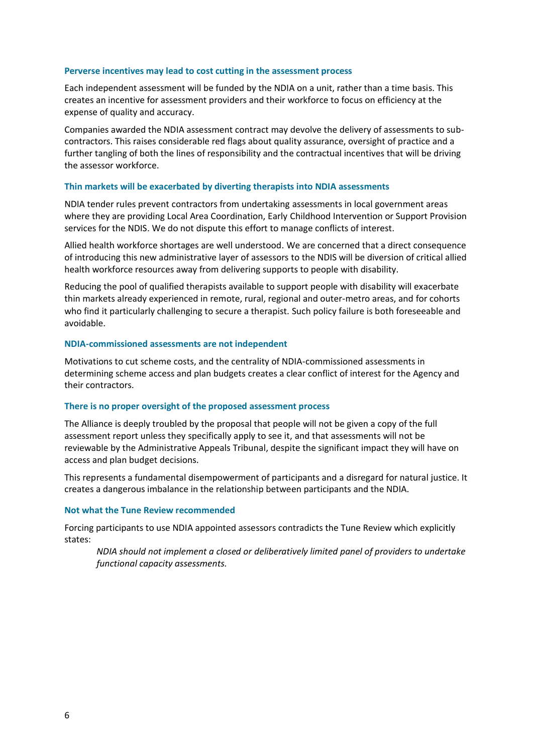### Perverse incentives may lead to cost cutting in the assessment process

Each independent assessment will be funded by the NDIA on a unit, rather than a time basis. This creates an incentive for assessment providers and their workforce to focus on efficiency at the expense of quality and accuracy.

Companies awarded the NDIA assessment contract may devolve the delivery of assessments to sub-contractors. This raises considerable red flags about quality assurance, oversight of practice and a further tangling of both the lines of responsibility and the contractual incentives that will be driving the assessor workforce.

### Thin markets will be exacerbated by diverting therapists into NDIA assessments

NDIA tender rules prevent contractors from undertaking assessments in local government areas where they are providing Local Area Coordination, Early Childhood Intervention or Support Provision services for the NDIS. We do not dispute this effort to manage conflicts of interest.

Allied health workforce shortages are well understood. We are concerned that a direct consequence of introducing this new administrative layer of assessors to the NDIS will be diversion of critical allied health workforce resources away from delivering supports to people with disability.

Reducing the pool of qualified therapists available to support people with disability will exacerbate thin markets already experienced in remote, rural, regional and outer-metro areas, and for cohorts who find it particularly challenging to secure a therapist. Such policy failure is both foreseeable and avoidable.

### NDIA-commissioned assessments are not independent

Motivations to cut scheme costs, and the centrality of NDIA-commissioned assessments in determining scheme access and plan budgets creates a clear conflict of interest for the Agency and their contractors.

### There is no proper oversight of the proposed assessment process

The Alliance is deeply troubled by the proposal that people will not be given a copy of the full assessment report unless they specifically apply to see it, and that assessments will not be reviewable by the Administrative Appeals Tribunal, despite the significant impact they will have on access and plan budget decisions.

This represents a fundamental disempowerment of participants and a disregard for natural justice. It creates a dangerous imbalance in the relationship between participants and the NDIA.

### Not what the Tune Review recommended

Forcing participants to use NDIA appointed assessors contradicts the Tune Review which explicitly states:

> *NDIA should not implement a closed or deliberatively limited panel of providers to undertake functional capacity assessments.*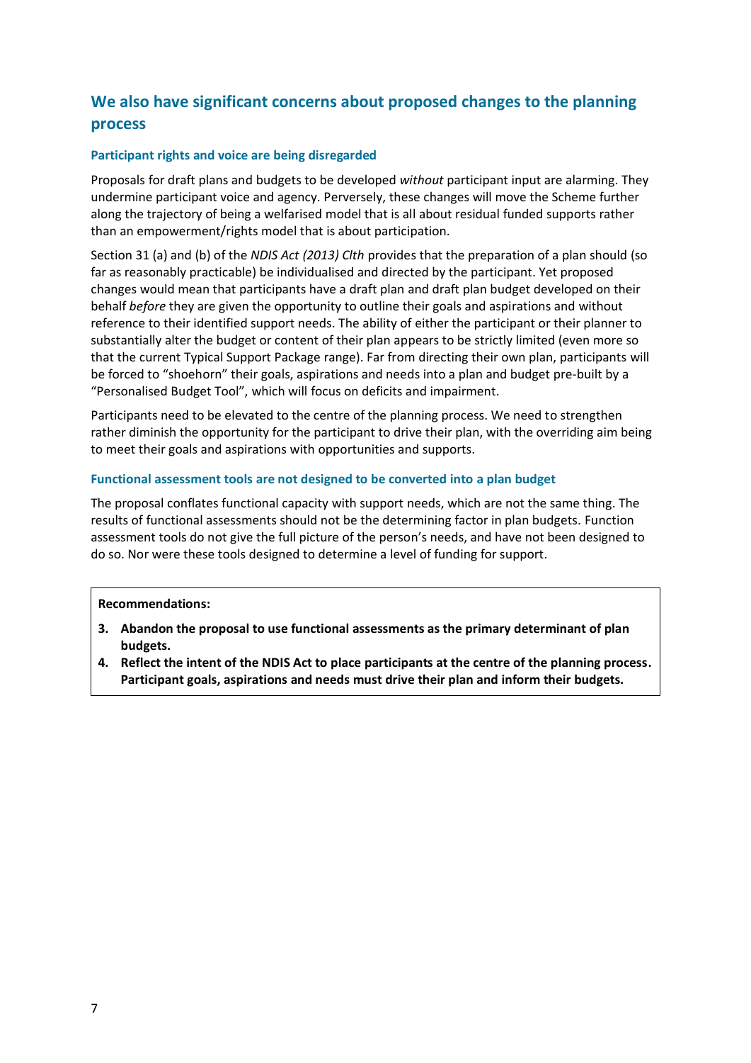## We also have significant concerns about proposed changes to the planning process

### Participant rights and voice are being disregarded

Proposals for draft plans and budgets to be developed *without* participant input are alarming. They undermine participant voice and agency. Perversely, these changes will move the Scheme further along the trajectory of being a welfarised model that is all about residual funded supports rather than an empowerment/rights model that is about participation.

Section 31 (a) and (b) of the *NDIS Act (2013) Clth* provides that the preparation of a plan should (so far as reasonably practicable) be individualised and directed by the participant. Yet proposed changes would mean that participants have a draft plan and draft plan budget developed on their behalf *before* they are given the opportunity to outline their goals and aspirations and without reference to their identified support needs. The ability of either the participant or their planner to substantially alter the budget or content of their plan appears to be strictly limited (even more so that the current Typical Support Package range). Far from directing their own plan, participants will be forced to "shoehorn" their goals, aspirations and needs into a plan and budget pre-built by a "Personalised Budget Tool", which will focus on deficits and impairment.

Participants need to be elevated to the centre of the planning process. We need to strengthen rather diminish the opportunity for the participant to drive their plan, with the overriding aim being to meet their goals and aspirations with opportunities and supports.

### Functional assessment tools are not designed to be converted into a plan budget

The proposal conflates functional capacity with support needs, which are not the same thing. The results of functional assessments should not be the determining factor in plan budgets. Function assessment tools do not give the full picture of the person's needs, and have not been designed to do so. Nor were these tools designed to determine a level of funding for support.

**Recommendations:**

3. **Abandon the proposal to use functional assessments as the primary determinant of plan budgets.**
4. **Reflect the intent of the NDIS Act to place participants at the centre of the planning process. Participant goals, aspirations and needs must drive their plan and inform their budgets.**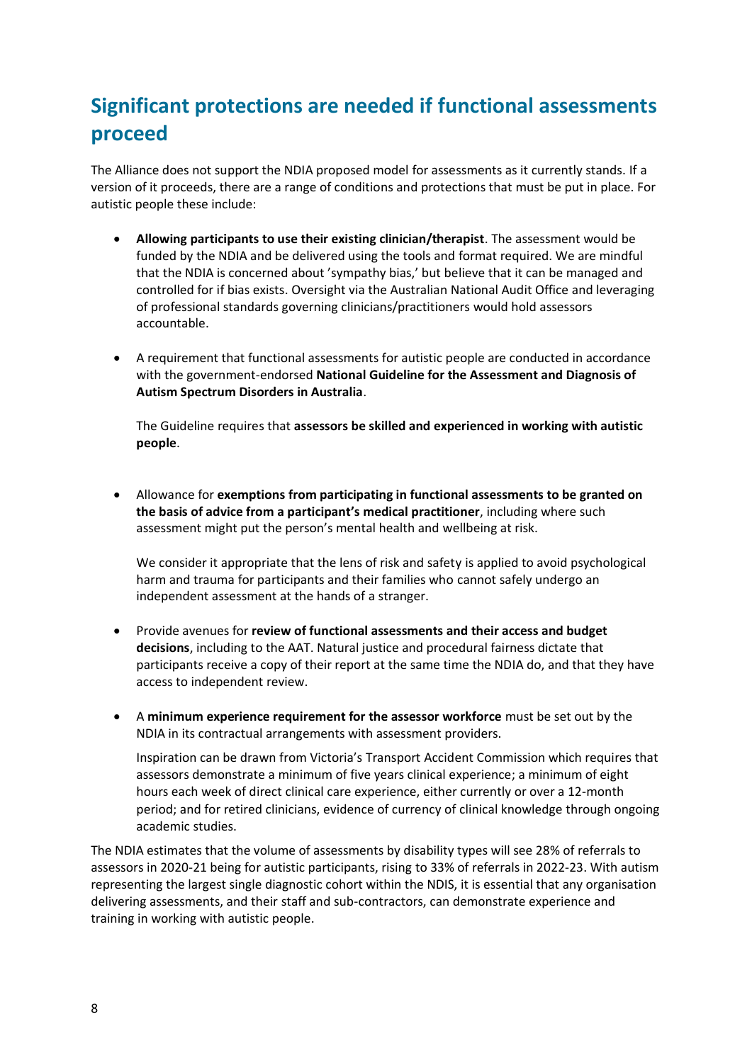## Significant protections are needed if functional assessments proceed

The Alliance does not support the NDIA proposed model for assessments as it currently stands. If a version of it proceeds, there are a range of conditions and protections that must be put in place. For autistic people these include:

- **Allowing participants to use their existing clinician/therapist**. The assessment would be funded by the NDIA and be delivered using the tools and format required. We are mindful that the NDIA is concerned about 'sympathy bias,' but believe that it can be managed and controlled for if bias exists. Oversight via the Australian National Audit Office and leveraging of professional standards governing clinicians/practitioners would hold assessors accountable.

- A requirement that functional assessments for autistic people are conducted in accordance with the government-endorsed **National Guideline for the Assessment and Diagnosis of Autism Spectrum Disorders in Australia**.

  The Guideline requires that **assessors be skilled and experienced in working with autistic people**.

- Allowance for **exemptions from participating in functional assessments to be granted on the basis of advice from a participant's medical practitioner**, including where such assessment might put the person's mental health and wellbeing at risk.

  We consider it appropriate that the lens of risk and safety is applied to avoid psychological harm and trauma for participants and their families who cannot safely undergo an independent assessment at the hands of a stranger.

- Provide avenues for **review of functional assessments and their access and budget decisions**, including to the AAT. Natural justice and procedural fairness dictate that participants receive a copy of their report at the same time the NDIA do, and that they have access to independent review.

- A **minimum experience requirement for the assessor workforce** must be set out by the NDIA in its contractual arrangements with assessment providers.

  Inspiration can be drawn from Victoria's Transport Accident Commission which requires that assessors demonstrate a minimum of five years clinical experience; a minimum of eight hours each week of direct clinical care experience, either currently or over a 12-month period; and for retired clinicians, evidence of currency of clinical knowledge through ongoing academic studies.

The NDIA estimates that the volume of assessments by disability types will see 28% of referrals to assessors in 2020-21 being for autistic participants, rising to 33% of referrals in 2022-23. With autism representing the largest single diagnostic cohort within the NDIS, it is essential that any organisation delivering assessments, and their staff and sub-contractors, can demonstrate experience and training in working with autistic people.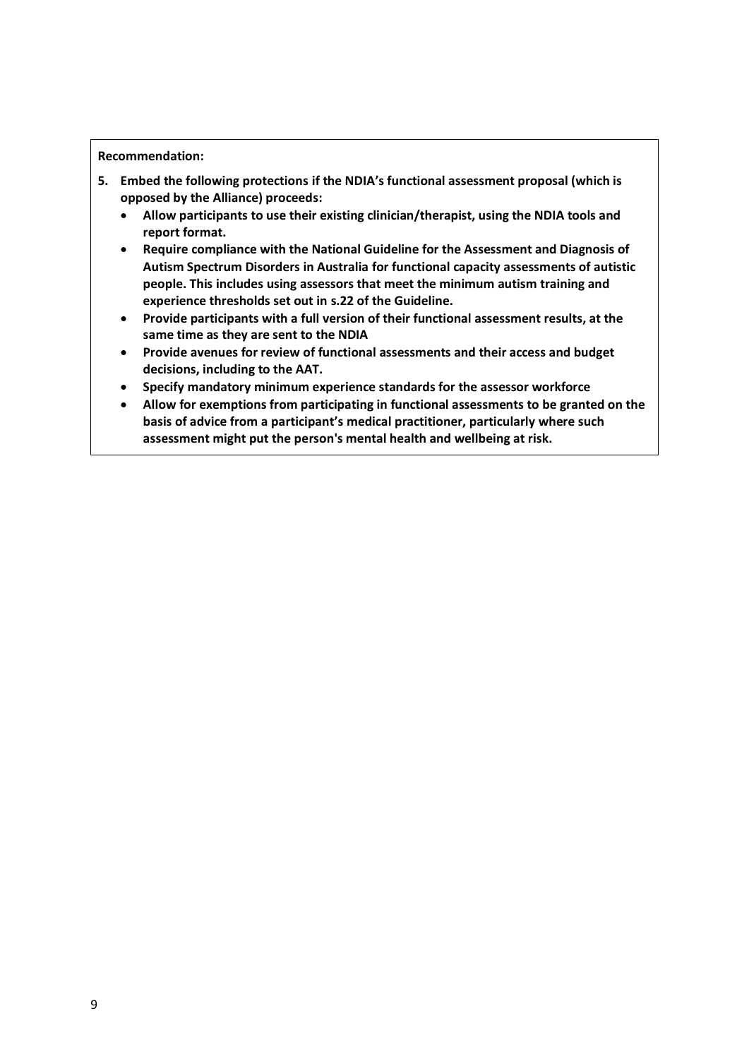**Recommendation:**

5. **Embed the following protections if the NDIA's functional assessment proposal (which is opposed by the Alliance) proceeds:**
   - **Allow participants to use their existing clinician/therapist, using the NDIA tools and report format.**
   - **Require compliance with the National Guideline for the Assessment and Diagnosis of Autism Spectrum Disorders in Australia for functional capacity assessments of autistic people. This includes using assessors that meet the minimum autism training and experience thresholds set out in s.22 of the Guideline.**
   - **Provide participants with a full version of their functional assessment results, at the same time as they are sent to the NDIA**
   - **Provide avenues for review of functional assessments and their access and budget decisions, including to the AAT.**
   - **Specify mandatory minimum experience standards for the assessor workforce**
   - **Allow for exemptions from participating in functional assessments to be granted on the basis of advice from a participant's medical practitioner, particularly where such assessment might put the person's mental health and wellbeing at risk.**